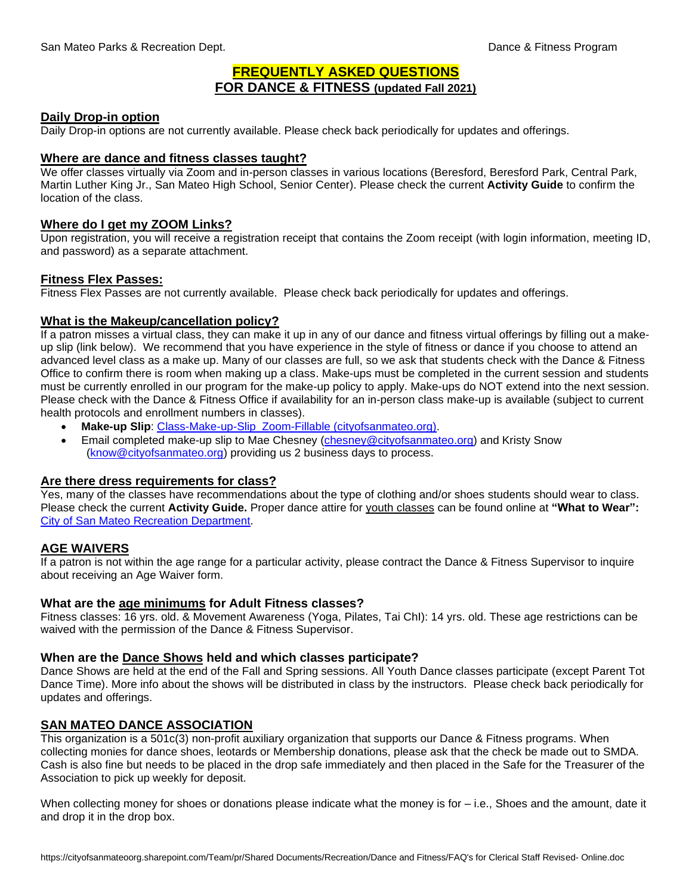# FREQUENTLY ASKED QUESTIONS
## FOR DANCE & FITNESS (updated Fall 2021)

### Daily Drop-in option

Daily Drop-in options are not currently available. Please check back periodically for updates and offerings.

### Where are dance and fitness classes taught?

We offer classes virtually via Zoom and in-person classes in various locations (Beresford, Beresford Park, Central Park, Martin Luther King Jr., San Mateo High School, Senior Center). Please check the current **Activity Guide** to confirm the location of the class.

### Where do I get my ZOOM Links?

Upon registration, you will receive a registration receipt that contains the Zoom receipt (with login information, meeting ID, and password) as a separate attachment.

### Fitness Flex Passes:

Fitness Flex Passes are not currently available. Please check back periodically for updates and offerings.

### What is the Makeup/cancellation policy?

If a patron misses a virtual class, they can make it up in any of our dance and fitness virtual offerings by filling out a make-up slip (link below). We recommend that you have experience in the style of fitness or dance if you choose to attend an advanced level class as a make up. Many of our classes are full, so we ask that students check with the Dance & Fitness Office to confirm there is room when making up a class. Make-ups must be completed in the current session and students must be currently enrolled in our program for the make-up policy to apply. Make-ups do NOT extend into the next session. Please check with the Dance & Fitness Office if availability for an in-person class make-up is available (subject to current health protocols and enrollment numbers in classes).

- **Make-up Slip**: Class-Make-up-Slip_Zoom-Fillable (cityofsanmateo.org).
- Email completed make-up slip to Mae Chesney (chesney@cityofsanmateo.org) and Kristy Snow (know@cityofsanmateo.org) providing us 2 business days to process.

### Are there dress requirements for class?

Yes, many of the classes have recommendations about the type of clothing and/or shoes students should wear to class. Please check the current **Activity Guide.** Proper dance attire for youth classes can be found online at **"What to Wear":** City of San Mateo Recreation Department.

### AGE WAIVERS

If a patron is not within the age range for a particular activity, please contract the Dance & Fitness Supervisor to inquire about receiving an Age Waiver form.

### What are the age minimums for Adult Fitness classes?

Fitness classes: 16 yrs. old. & Movement Awareness (Yoga, Pilates, Tai ChI): 14 yrs. old. These age restrictions can be waived with the permission of the Dance & Fitness Supervisor.

### When are the Dance Shows held and which classes participate?

Dance Shows are held at the end of the Fall and Spring sessions. All Youth Dance classes participate (except Parent Tot Dance Time). More info about the shows will be distributed in class by the instructors. Please check back periodically for updates and offerings.

### SAN MATEO DANCE ASSOCIATION

This organization is a 501c(3) non-profit auxiliary organization that supports our Dance & Fitness programs. When collecting monies for dance shoes, leotards or Membership donations, please ask that the check be made out to SMDA. Cash is also fine but needs to be placed in the drop safe immediately and then placed in the Safe for the Treasurer of the Association to pick up weekly for deposit.

When collecting money for shoes or donations please indicate what the money is for – i.e., Shoes and the amount, date it and drop it in the drop box.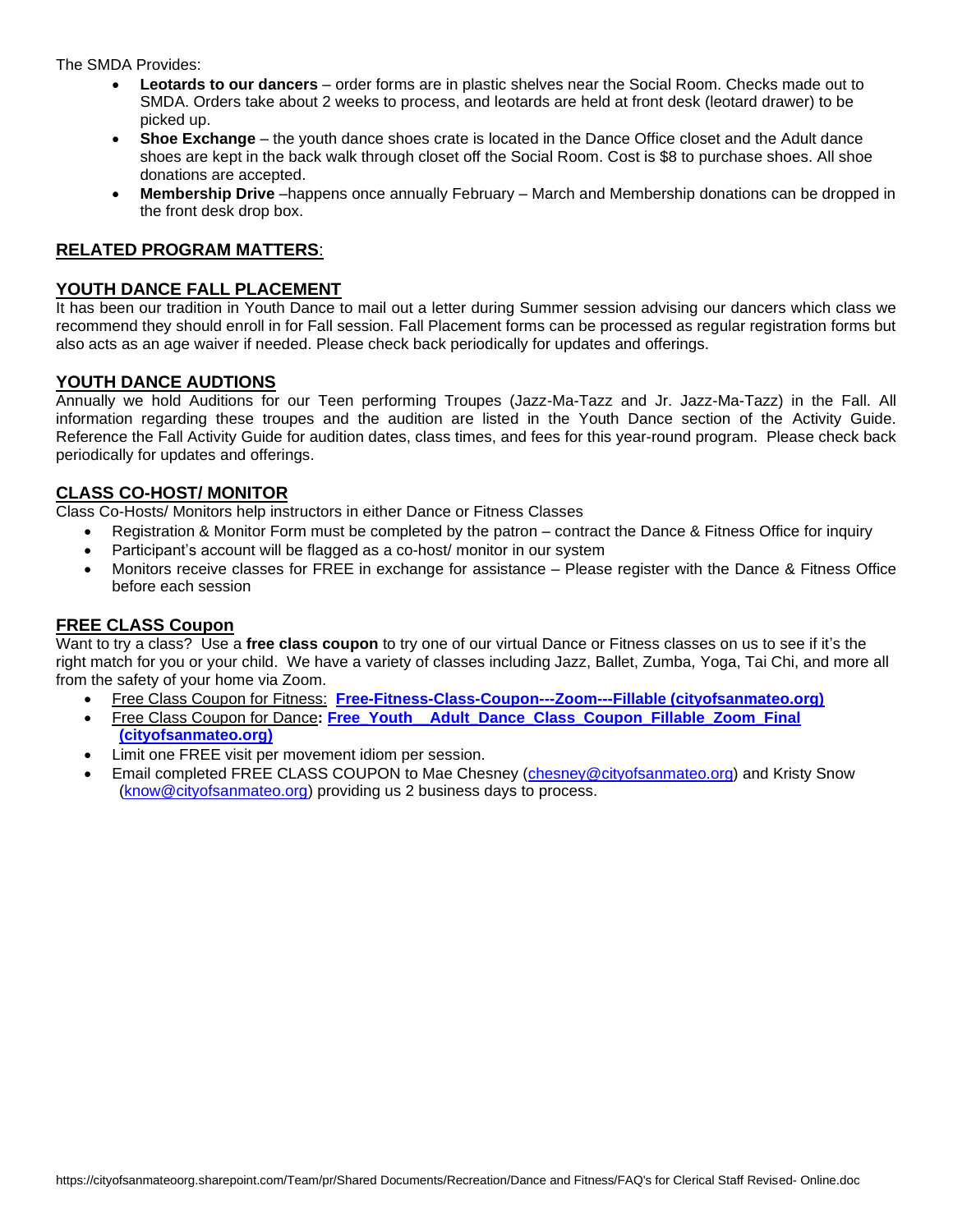The SMDA Provides:

- **Leotards to our dancers** – order forms are in plastic shelves near the Social Room. Checks made out to SMDA. Orders take about 2 weeks to process, and leotards are held at front desk (leotard drawer) to be picked up.
- **Shoe Exchange** – the youth dance shoes crate is located in the Dance Office closet and the Adult dance shoes are kept in the back walk through closet off the Social Room. Cost is $8 to purchase shoes. All shoe donations are accepted.
- **Membership Drive** –happens once annually February – March and Membership donations can be dropped in the front desk drop box.

## RELATED PROGRAM MATTERS:

### YOUTH DANCE FALL PLACEMENT

It has been our tradition in Youth Dance to mail out a letter during Summer session advising our dancers which class we recommend they should enroll in for Fall session. Fall Placement forms can be processed as regular registration forms but also acts as an age waiver if needed. Please check back periodically for updates and offerings.

### YOUTH DANCE AUDTIONS

Annually we hold Auditions for our Teen performing Troupes (Jazz-Ma-Tazz and Jr. Jazz-Ma-Tazz) in the Fall. All information regarding these troupes and the audition are listed in the Youth Dance section of the Activity Guide. Reference the Fall Activity Guide for audition dates, class times, and fees for this year-round program. Please check back periodically for updates and offerings.

### CLASS CO-HOST/ MONITOR

Class Co-Hosts/ Monitors help instructors in either Dance or Fitness Classes

- Registration & Monitor Form must be completed by the patron – contract the Dance & Fitness Office for inquiry
- Participant's account will be flagged as a co-host/ monitor in our system
- Monitors receive classes for FREE in exchange for assistance – Please register with the Dance & Fitness Office before each session

### FREE CLASS Coupon

Want to try a class? Use a **free class coupon** to try one of our virtual Dance or Fitness classes on us to see if it's the right match for you or your child. We have a variety of classes including Jazz, Ballet, Zumba, Yoga, Tai Chi, and more all from the safety of your home via Zoom.

- Free Class Coupon for Fitness: **Free-Fitness-Class-Coupon---Zoom---Fillable (cityofsanmateo.org)**
- Free Class Coupon for Dance**: Free_Youth__Adult_Dance_Class_Coupon_Fillable_Zoom_Final (cityofsanmateo.org)**
- Limit one FREE visit per movement idiom per session.
- Email completed FREE CLASS COUPON to Mae Chesney (chesney@cityofsanmateo.org) and Kristy Snow (know@cityofsanmateo.org) providing us 2 business days to process.